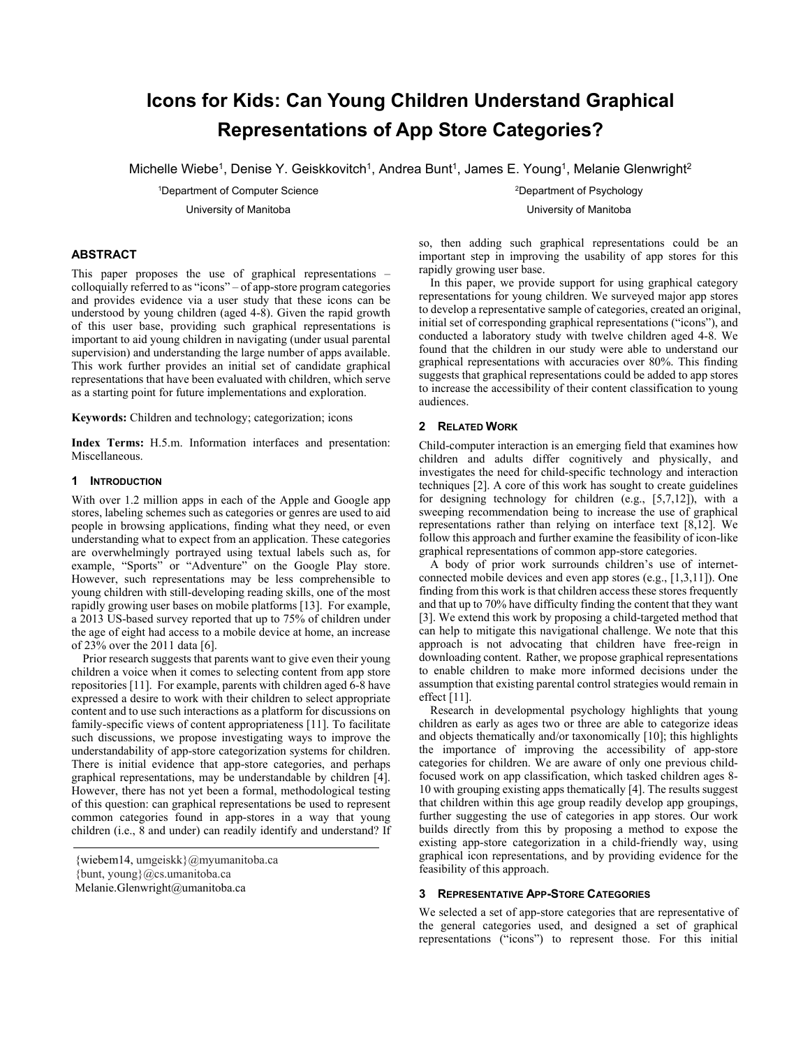# Icons for Kids: Can Young Children Understand Graphical Representations of App Store Categories?

Michelle Wiebe[1], Denise Y. Geiskkovitch[1], Andrea Bunt[1], James E. Young[1], Melanie Glenwright[2]

[1]Department of Computer Science
University of Manitoba

[2]Department of Psychology
University of Manitoba

## ABSTRACT

This paper proposes the use of graphical representations – colloquially referred to as "icons" – of app-store program categories and provides evidence via a user study that these icons can be understood by young children (aged 4-8). Given the rapid growth of this user base, providing such graphical representations is important to aid young children in navigating (under usual parental supervision) and understanding the large number of apps available. This work further provides an initial set of candidate graphical representations that have been evaluated with children, which serve as a starting point for future implementations and exploration.

**Keywords:** Children and technology; categorization; icons

**Index Terms:** H.5.m. Information interfaces and presentation: Miscellaneous.

## 1 Introduction

With over 1.2 million apps in each of the Apple and Google app stores, labeling schemes such as categories or genres are used to aid people in browsing applications, finding what they need, or even understanding what to expect from an application. These categories are overwhelmingly portrayed using textual labels such as, for example, "Sports" or "Adventure" on the Google Play store. However, such representations may be less comprehensible to young children with still-developing reading skills, one of the most rapidly growing user bases on mobile platforms [13]. For example, a 2013 US-based survey reported that up to 75% of children under the age of eight had access to a mobile device at home, an increase of 23% over the 2011 data [6].

Prior research suggests that parents want to give even their young children a voice when it comes to selecting content from app store repositories [11]. For example, parents with children aged 6-8 have expressed a desire to work with their children to select appropriate content and to use such interactions as a platform for discussions on family-specific views of content appropriateness [11]. To facilitate such discussions, we propose investigating ways to improve the understandability of app-store categorization systems for children. There is initial evidence that app-store categories, and perhaps graphical representations, may be understandable by children [4]. However, there has not yet been a formal, methodological testing of this question: can graphical representations be used to represent common categories found in app-stores in a way that young children (i.e., 8 and under) can readily identify and understand? If so, then adding such graphical representations could be an important step in improving the usability of app stores for this rapidly growing user base.

{wiebem14, umgeiskk}@myumanitoba.ca
{bunt, young}@cs.umanitoba.ca
Melanie.Glenwright@umanitoba.ca

In this paper, we provide support for using graphical category representations for young children. We surveyed major app stores to develop a representative sample of categories, created an original, initial set of corresponding graphical representations ("icons"), and conducted a laboratory study with twelve children aged 4-8. We found that the children in our study were able to understand our graphical representations with accuracies over 80%. This finding suggests that graphical representations could be added to app stores to increase the accessibility of their content classification to young audiences.

## 2 Related Work

Child-computer interaction is an emerging field that examines how children and adults differ cognitively and physically, and investigates the need for child-specific technology and interaction techniques [2]. A core of this work has sought to create guidelines for designing technology for children (e.g., [5,7,12]), with a sweeping recommendation being to increase the use of graphical representations rather than relying on interface text [8,12]. We follow this approach and further examine the feasibility of icon-like graphical representations of common app-store categories.

A body of prior work surrounds children's use of internet-connected mobile devices and even app stores (e.g., [1,3,11]). One finding from this work is that children access these stores frequently and that up to 70% have difficulty finding the content that they want [3]. We extend this work by proposing a child-targeted method that can help to mitigate this navigational challenge. We note that this approach is not advocating that children have free-reign in downloading content. Rather, we propose graphical representations to enable children to make more informed decisions under the assumption that existing parental control strategies would remain in effect [11].

Research in developmental psychology highlights that young children as early as ages two or three are able to categorize ideas and objects thematically and/or taxonomically [10]; this highlights the importance of improving the accessibility of app-store categories for children. We are aware of only one previous child-focused work on app classification, which tasked children ages 8-10 with grouping existing apps thematically [4]. The results suggest that children within this age group readily develop app groupings, further suggesting the use of categories in app stores. Our work builds directly from this by proposing a method to expose the existing app-store categorization in a child-friendly way, using graphical icon representations, and by providing evidence for the feasibility of this approach.

## 3 Representative App-Store Categories

We selected a set of app-store categories that are representative of the general categories used, and designed a set of graphical representations ("icons") to represent those. For this initial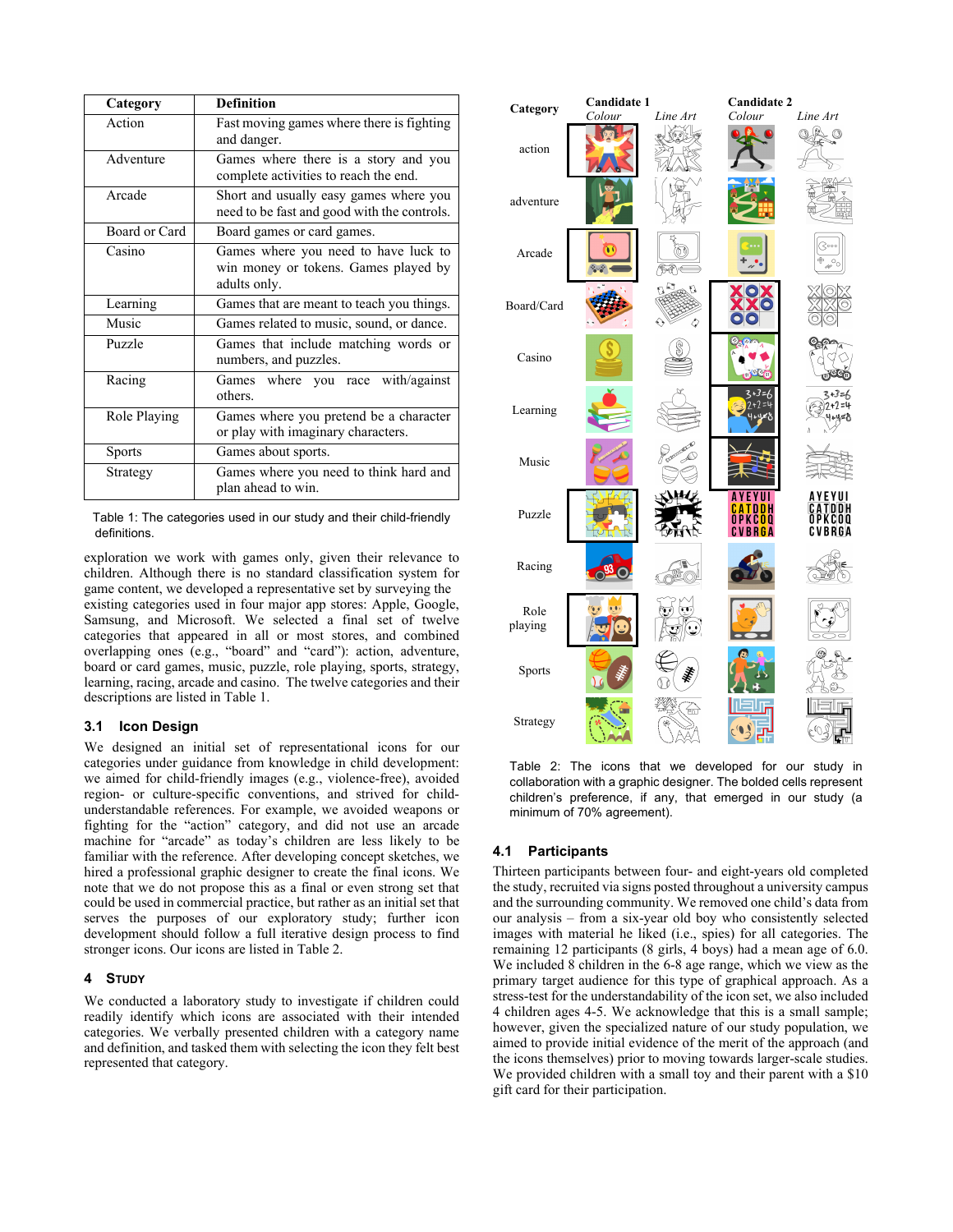| Category | Definition |
|---|---|
| Action | Fast moving games where there is fighting and danger. |
| Adventure | Games where there is a story and you complete activities to reach the end. |
| Arcade | Short and usually easy games where you need to be fast and good with the controls. |
| Board or Card | Board games or card games. |
| Casino | Games where you need to have luck to win money or tokens. Games played by adults only. |
| Learning | Games that are meant to teach you things. |
| Music | Games related to music, sound, or dance. |
| Puzzle | Games that include matching words or numbers, and puzzles. |
| Racing | Games where you race with/against others. |
| Role Playing | Games where you pretend be a character or play with imaginary characters. |
| Sports | Games about sports. |
| Strategy | Games where you need to think hard and plan ahead to win. |

Table 1: The categories used in our study and their child-friendly definitions.

exploration we work with games only, given their relevance to children. Although there is no standard classification system for game content, we developed a representative set by surveying the existing categories used in four major app stores: Apple, Google, Samsung, and Microsoft. We selected a final set of twelve categories that appeared in all or most stores, and combined overlapping ones (e.g., "board" and "card"): action, adventure, board or card games, music, puzzle, role playing, sports, strategy, learning, racing, arcade and casino. The twelve categories and their descriptions are listed in Table 1.

### 3.1 Icon Design

We designed an initial set of representational icons for our categories under guidance from knowledge in child development: we aimed for child-friendly images (e.g., violence-free), avoided region- or culture-specific conventions, and strived for child-understandable references. For example, we avoided weapons or fighting for the "action" category, and did not use an arcade machine for "arcade" as today's children are less likely to be familiar with the reference. After developing concept sketches, we hired a professional graphic designer to create the final icons. We note that we do not propose this as a final or even strong set that could be used in commercial practice, but rather as an initial set that serves the purposes of our exploratory study; further icon development should follow a full iterative design process to find stronger icons. Our icons are listed in Table 2.

## 4 STUDY

We conducted a laboratory study to investigate if children could readily identify which icons are associated with their intended categories. We verbally presented children with a category name and definition, and tasked them with selecting the icon they felt best represented that category.

| Category | Candidate 1 Colour | Candidate 1 Line Art | Candidate 2 Colour | Candidate 2 Line Art |
|---|---|---|---|---|
| action | | | | |
| adventure | | | | |
| Arcade | | | | |
| Board/Card | | | | |
| Casino | | | | |
| Learning | | | | |
| Music | | | | |
| Puzzle | | | AYEYUI CATDDH OPKCOQ CVBRGA | AYEYUI CATDDH OPKCOQ CVBRGA |
| Racing | | | | |
| Role playing | | | | |
| Sports | | | | |
| Strategy | | | | |

Table 2: The icons that we developed for our study in collaboration with a graphic designer. The bolded cells represent children's preference, if any, that emerged in our study (a minimum of 70% agreement).

### 4.1 Participants

Thirteen participants between four- and eight-years old completed the study, recruited via signs posted throughout a university campus and the surrounding community. We removed one child's data from our analysis – from a six-year old boy who consistently selected images with material he liked (i.e., spies) for all categories. The remaining 12 participants (8 girls, 4 boys) had a mean age of 6.0. We included 8 children in the 6-8 age range, which we view as the primary target audience for this type of graphical approach. As a stress-test for the understandability of the icon set, we also included 4 children ages 4-5. We acknowledge that this is a small sample; however, given the specialized nature of our study population, we aimed to provide initial evidence of the merit of the approach (and the icons themselves) prior to moving towards larger-scale studies. We provided children with a small toy and their parent with a $10 gift card for their participation.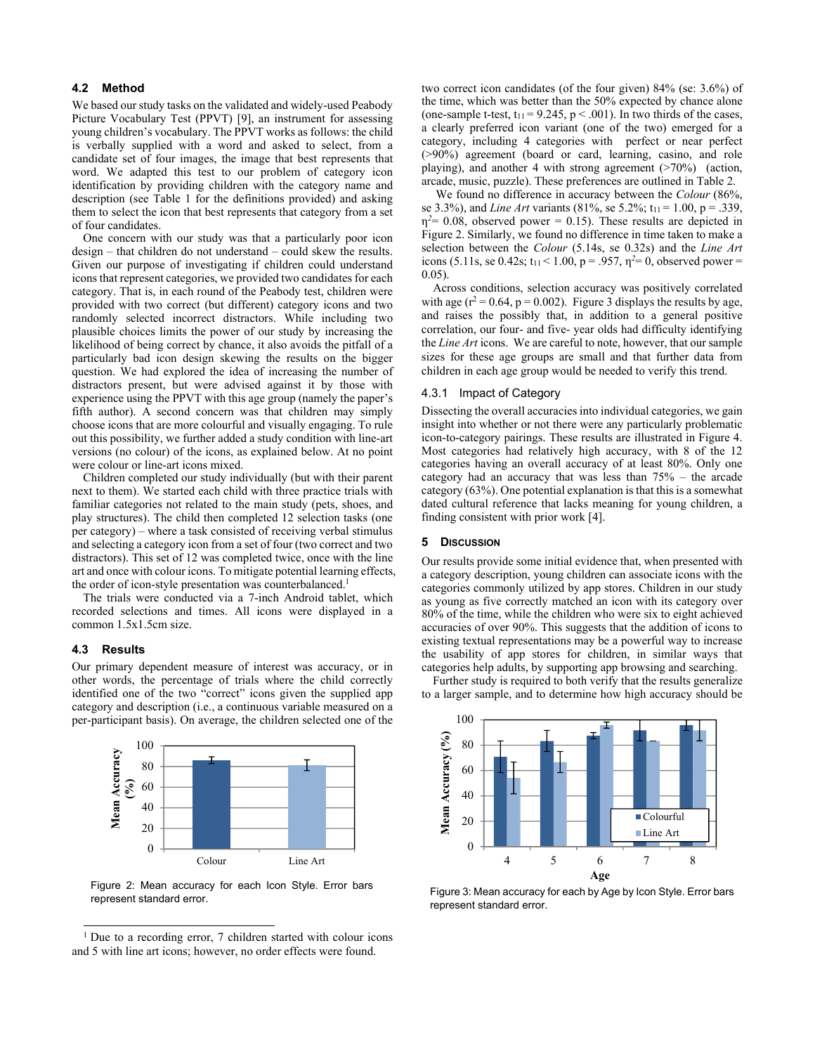### 4.2 Method

We based our study tasks on the validated and widely-used Peabody Picture Vocabulary Test (PPVT) [9], an instrument for assessing young children's vocabulary. The PPVT works as follows: the child is verbally supplied with a word and asked to select, from a candidate set of four images, the image that best represents that word. We adapted this test to our problem of category icon identification by providing children with the category name and description (see Table 1 for the definitions provided) and asking them to select the icon that best represents that category from a set of four candidates.

One concern with our study was that a particularly poor icon design – that children do not understand – could skew the results. Given our purpose of investigating if children could understand icons that represent categories, we provided two candidates for each category. That is, in each round of the Peabody tests, children were provided with two correct (but different) category icons and two randomly selected incorrect distractors. While including two plausible choices limits the power of our study by increasing the likelihood of being correct by chance, it also avoids the pitfall of a particularly bad icon design skewing the results on the bigger question. We had explored the idea of increasing the number of distractors present, but were advised against it by those with experience using the PPVT with this age group (namely the paper's fifth author). A second concern was that children may simply choose icons that are more colourful and visually engaging. To rule out this possibility, we further added a study condition with line-art versions (no colour) of the icons, as explained below. At no point were colour or line-art icons mixed.

Children completed our study individually (but with their parent next to them). We started each child with three practice trials with familiar categories not related to the main study (pets, shoes, and play structures). The child then completed 12 selection tasks (one per category) – where a task consisted of receiving verbal stimulus and selecting a category icon from a set of four (two correct and two distractors). This set of 12 was completed twice, once with the line art and once with colour icons. To mitigate potential learning effects, the order of icon-style presentation was counterbalanced.[1]

The trials were conducted via a 7-inch Android tablet, which recorded selections and times. All icons were displayed in a common 1.5x1.5cm size.

### 4.3 Results

Our primary dependent measure of interest was accuracy, or in other words, the percentage of trials where the child correctly identified one of the two "correct" icons given the supplied app category and description (i.e., a continuous variable measured on a per-participant basis). On average, the children selected one of the two correct icon candidates (of the four given) 84% (se: 3.6%) of the time, which was better than the 50% expected by chance alone (one-sample t-test, $t_{11} = 9.245$, $p < .001$). In two thirds of the cases, a clearly preferred icon variant (one of the two) emerged for a category, including 4 categories with perfect or near perfect (>90%) agreement (board or card, learning, casino, and role playing), and another 4 with strong agreement (>70%) (action, arcade, music, puzzle). These preferences are outlined in Table 2.

We found no difference in accuracy between the *Colour* (86%, se 3.3%), and *Line Art* variants (81%, se 5.2%; $t_{11} = 1.00$, $p = .339$, $\eta^2 = 0.08$, observed power = 0.15). These results are depicted in Figure 2. Similarly, we found no difference in time taken to make a selection between the *Colour* (5.14s, se 0.32s) and the *Line Art* icons (5.11s, se 0.42s; $t_{11} < 1.00$, $p = .957$, $\eta^2 = 0$, observed power = 0.05).

Across conditions, selection accuracy was positively correlated with age ($r^2 = 0.64$, $p = 0.002$). Figure 3 displays the results by age, and raises the possibly that, in addition to a general positive correlation, our four- and five- year olds had difficulty identifying the *Line Art* icons. We are careful to note, however, that our sample sizes for these age groups are small and that further data from children in each age group would be needed to verify this trend.

#### 4.3.1 Impact of Category

Dissecting the overall accuracies into individual categories, we gain insight into whether or not there were any particularly problematic icon-to-category pairings. These results are illustrated in Figure 4. Most categories had relatively high accuracy, with 8 of the 12 categories having an overall accuracy of at least 80%. Only one category had an accuracy that was less than 75% – the arcade category (63%). One potential explanation is that this is a somewhat dated cultural reference that lacks meaning for young children, a finding consistent with prior work [4].

Figure 2: Mean accuracy for each Icon Style. Error bars represent standard error.

## 5 Discussion

Our results provide some initial evidence that, when presented with a category description, young children can associate icons with the categories commonly utilized by app stores. Children in our study as young as five correctly matched an icon with its category over 80% of the time, while the children who were six to eight achieved accuracies of over 90%. This suggests that the addition of icons to existing textual representations may be a powerful way to increase the usability of app stores for children, in similar ways that categories help adults, by supporting app browsing and searching.

Further study is required to both verify that the results generalize to a larger sample, and to determine how high accuracy should be

Figure 3: Mean accuracy for each by Age by Icon Style. Error bars represent standard error.

[1] Due to a recording error, 7 children started with colour icons and 5 with line art icons; however, no order effects were found.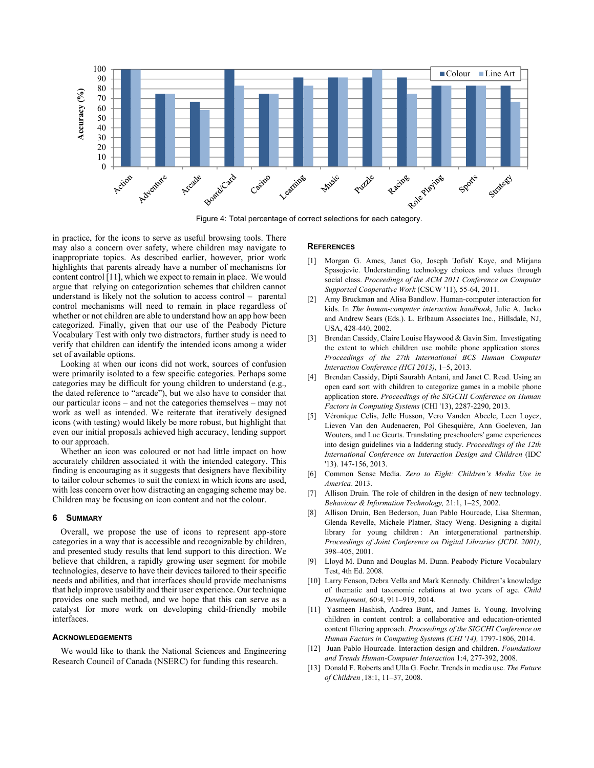100
90
80
70
60
50
40
30
20
10
0

Accuracy (%)

Colour
Line Art

Action
Adventure
Arcade
Board/Card
Casino
Learning
Music
Puzzle
Racing
Role Playing
Sports
Strategy

Figure 4: Total percentage of correct selections for each category.

in practice, for the icons to serve as useful browsing tools. There may also a concern over safety, where children may navigate to inappropriate topics. As described earlier, however, prior work highlights that parents already have a number of mechanisms for content control [11], which we expect to remain in place. We would argue that relying on categorization schemes that children cannot understand is likely not the solution to access control – parental control mechanisms will need to remain in place regardless of whether or not children are able to understand how an app how been categorized. Finally, given that our use of the Peabody Picture Vocabulary Test with only two distractors, further study is need to verify that children can identify the intended icons among a wider set of available options.

Looking at when our icons did not work, sources of confusion were primarily isolated to a few specific categories. Perhaps some categories may be difficult for young children to understand (e.g., the dated reference to "arcade"), but we also have to consider that our particular icons – and not the categories themselves – may not work as well as intended. We reiterate that iteratively designed icons (with testing) would likely be more robust, but highlight that even our initial proposals achieved high accuracy, lending support to our approach.

Whether an icon was coloured or not had little impact on how accurately children associated it with the intended category. This finding is encouraging as it suggests that designers have flexibility to tailor colour schemes to suit the context in which icons are used, with less concern over how distracting an engaging scheme may be. Children may be focusing on icon content and not the colour.

## 6 Summary

Overall, we propose the use of icons to represent app-store categories in a way that is accessible and recognizable by children, and presented study results that lend support to this direction. We believe that children, a rapidly growing user segment for mobile technologies, deserve to have their devices tailored to their specific needs and abilities, and that interfaces should provide mechanisms that help improve usability and their user experience. Our technique provides one such method, and we hope that this can serve as a catalyst for more work on developing child-friendly mobile interfaces.

## Acknowledgements

We would like to thank the National Sciences and Engineering Research Council of Canada (NSERC) for funding this research.

## References

[1] Morgan G. Ames, Janet Go, Joseph 'Jofish' Kaye, and Mirjana Spasojevic. Understanding technology choices and values through social class. *Proceedings of the ACM 2011 Conference on Computer Supported Cooperative Work* (CSCW '11), 55-64, 2011.

[2] Amy Bruckman and Alisa Bandlow. Human-computer interaction for kids. In *The human-computer interaction handbook*, Julie A. Jacko and Andrew Sears (Eds.). L. Erlbaum Associates Inc., Hillsdale, NJ, USA, 428-440, 2002.

[3] Brendan Cassidy, Claire Louise Haywood & Gavin Sim. Investigating the extent to which children use mobile phone application stores*.* *Proceedings of the 27th International BCS Human Computer Interaction Conference (HCI 2013)*, 1–5, 2013.

[4] Brendan Cassidy, Dipti Saurabh Antani, and Janet C. Read. Using an open card sort with children to categorize games in a mobile phone application store. *Proceedings of the SIGCHI Conference on Human Factors in Computing Systems* (CHI '13), 2287-2290, 2013.

[5] Véronique Celis, Jelle Husson, Vero Vanden Abeele, Leen Loyez, Lieven Van den Audenaeren, Pol Ghesquière, Ann Goeleven, Jan Wouters, and Luc Geurts. Translating preschoolers' game experiences into design guidelines via a laddering study. *Proceedings of the 12th International Conference on Interaction Design and Children* (IDC '13). 147-156, 2013.

[6] Common Sense Media. *Zero to Eight: Children's Media Use in America*. 2013.

[7] Allison Druin. The role of children in the design of new technology. *Behaviour & Information Technology,* 21:1, 1–25, 2002.

[8] Allison Druin, Ben Bederson, Juan Pablo Hourcade, Lisa Sherman, Glenda Revelle, Michele Platner, Stacy Weng. Designing a digital library for young children : An intergenerational partnership. *Proceedings of Joint Conference on Digital Libraries (JCDL 2001)*, 398–405, 2001.

[9] Lloyd M. Dunn and Douglas M. Dunn. Peabody Picture Vocabulary Test, 4th Ed. 2008.

[10] Larry Fenson, Debra Vella and Mark Kennedy. Children's knowledge of thematic and taxonomic relations at two years of age. *Child Development,* 60:4, 911–919, 2014.

[11] Yasmeen Hashish, Andrea Bunt, and James E. Young. Involving children in content control: a collaborative and education-oriented content filtering approach. *Proceedings of the SIGCHI Conference on Human Factors in Computing Systems (CHI '14),* 1797-1806, 2014.

[12] Juan Pablo Hourcade. Interaction design and children. *Foundations and Trends Human-Computer Interaction* 1:4, 277-392, 2008.

[13] Donald F. Roberts and Ulla G. Foehr. Trends in media use. *The Future of Children ,*18:1, 11–37, 2008.